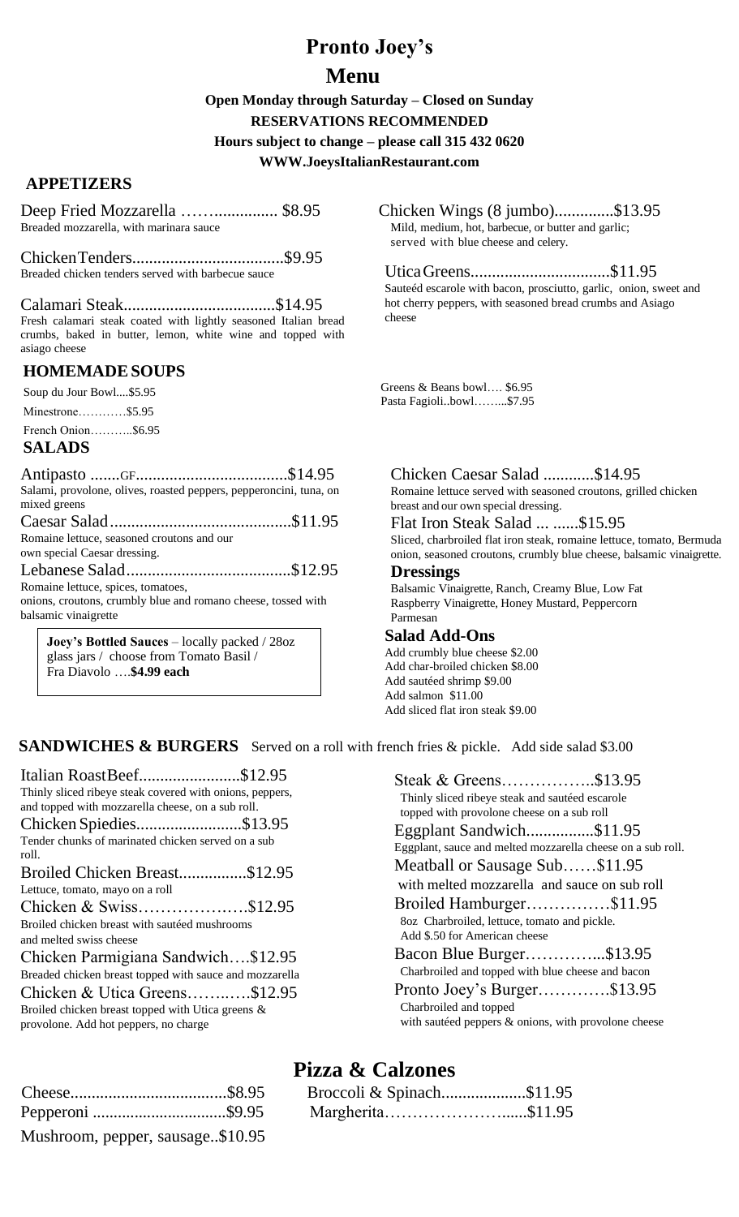# Pronto Joey's

# Menu

**Open Monday through Saturday – Closed on Sunday**

**RESERVATIONS RECOMMENDED**

**Hours subject to change – please call 315 432 0620**

**WWW.JoeysItalianRestaurant.com**

## APPETIZERS

Deep Fried Mozzarella ……............... $8.95
Breaded mozzarella, with marinara sauce

ChickenTenders....................................$9.95
Breaded chicken tenders served with barbecue sauce

Calamari Steak....................................$14.95
Fresh calamari steak coated with lightly seasoned Italian bread crumbs, baked in butter, lemon, white wine and topped with asiago cheese

Chicken Wings (8 jumbo)..............$13.95
Mild, medium, hot, barbecue, or butter and garlic; served with blue cheese and celery.

UticaGreens.................................$11.95
Sauteéd escarole with bacon, prosciutto, garlic, onion, sweet and hot cherry peppers, with seasoned bread crumbs and Asiago cheese

## HOMEMADE SOUPS

Soup du Jour Bowl....$5.95

Minestrone…………$5.95

French Onion………..$6.95

Greens & Beans bowl…. $6.95

Pasta Fagioli..bowl……...$7.95

## SALADS

Antipasto .......GF....................................$14.95
Salami, provolone, olives, roasted peppers, pepperoncini, tuna, on mixed greens

Caesar Salad...........................................$11.95
Romaine lettuce, seasoned croutons and our own special Caesar dressing.

Lebanese Salad.......................................$12.95
Romaine lettuce, spices, tomatoes, onions, croutons, crumbly blue and romano cheese, tossed with balsamic vinaigrette

**Joey's Bottled Sauces** – locally packed / 28oz glass jars / choose from Tomato Basil / Fra Diavolo ….**$4.99 each**

Chicken Caesar Salad ............$14.95
Romaine lettuce served with seasoned croutons, grilled chicken breast and our own special dressing.

Flat Iron Steak Salad ... ......$15.95
Sliced, charbroiled flat iron steak, romaine lettuce, tomato, Bermuda onion, seasoned croutons, crumbly blue cheese, balsamic vinaigrette.

### Dressings

Balsamic Vinaigrette, Ranch, Creamy Blue, Low Fat Raspberry Vinaigrette, Honey Mustard, Peppercorn Parmesan

### Salad Add-Ons

Add crumbly blue cheese $2.00
Add char-broiled chicken $8.00
Add sautéed shrimp $9.00
Add salmon $11.00
Add sliced flat iron steak $9.00

## SANDWICHES & BURGERS

Served on a roll with french fries & pickle. Add side salad $3.00

Italian RoastBeef........................$12.95
Thinly sliced ribeye steak covered with onions, peppers, and topped with mozzarella cheese, on a sub roll.

Chicken Spiedies.........................$13.95
Tender chunks of marinated chicken served on a sub roll.

Broiled Chicken Breast................$12.95
Lettuce, tomato, mayo on a roll

Chicken & Swiss……………….$12.95
Broiled chicken breast with sautéed mushrooms and melted swiss cheese

Chicken Parmigiana Sandwich….$12.95
Breaded chicken breast topped with sauce and mozzarella

Chicken & Utica Greens……..….$12.95
Broiled chicken breast topped with Utica greens & provolone. Add hot peppers, no charge

Steak & Greens……………..$13.95
Thinly sliced ribeye steak and sautéed escarole topped with provolone cheese on a sub roll

Eggplant Sandwich................$11.95
Eggplant, sauce and melted mozzarella cheese on a sub roll.

Meatball or Sausage Sub……$11.95
with melted mozzarella and sauce on sub roll

Broiled Hamburger……………$11.95
8oz Charbroiled, lettuce, tomato and pickle.
Add $.50 for American cheese

Bacon Blue Burger…………...$13.95
Charbroiled and topped with blue cheese and bacon

Pronto Joey's Burger………….$13.95
Charbroiled and topped with sautéed peppers & onions, with provolone cheese

## Pizza & Calzones

Cheese.....................................$8.95

Pepperoni ................................$9.95

Mushroom, pepper, sausage..$10.95

Broccoli & Spinach....................$11.95

Margherita…………………......$11.95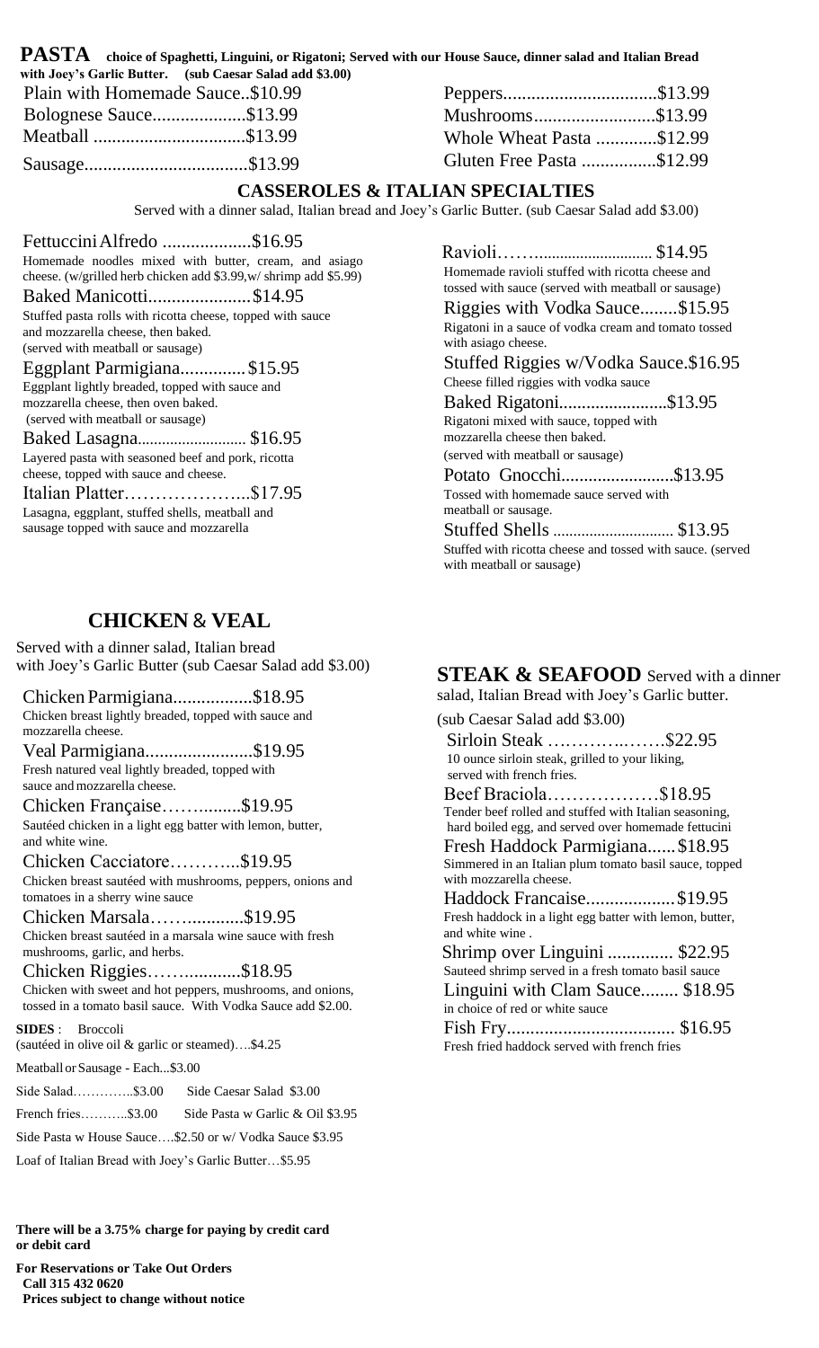## PASTA

**choice of Spaghetti, Linguini, or Rigatoni; Served with our House Sauce, dinner salad and Italian Bread with Joey's Garlic Butter. (sub Caesar Salad add $3.00)**

Plain with Homemade Sauce..$10.99

Bolognese Sauce....................$13.99

Meatball ................................$13.99

Sausage..................................$13.99

Peppers.................................$13.99

Mushrooms..........................$13.99

Whole Wheat Pasta .............$12.99

Gluten Free Pasta ................$12.99

## CASSEROLES & ITALIAN SPECIALTIES

Served with a dinner salad, Italian bread and Joey's Garlic Butter. (sub Caesar Salad add $3.00)

Fettuccini Alfredo ...................$16.95
Homemade noodles mixed with butter, cream, and asiago cheese. (w/grilled herb chicken add $3.99,w/ shrimp add $5.99)

Baked Manicotti......................$14.95
Stuffed pasta rolls with ricotta cheese, topped with sauce and mozzarella cheese, then baked.
(served with meatball or sausage)

Eggplant Parmigiana..............$15.95
Eggplant lightly breaded, topped with sauce and mozzarella cheese, then oven baked.
(served with meatball or sausage)

Baked Lasagna........................... $16.95
Layered pasta with seasoned beef and pork, ricotta cheese, topped with sauce and cheese.

Italian Platter…………………..$17.95
Lasagna, eggplant, stuffed shells, meatball and sausage topped with sauce and mozzarella

Ravioli……........................... $14.95
Homemade ravioli stuffed with ricotta cheese and tossed with sauce (served with meatball or sausage)

Riggies with Vodka Sauce........$15.95
Rigatoni in a sauce of vodka cream and tomato tossed with asiago cheese.

Stuffed Riggies w/Vodka Sauce.$16.95
Cheese filled riggies with vodka sauce

Baked Rigatoni........................$13.95
Rigatoni mixed with sauce, topped with mozzarella cheese then baked.
(served with meatball or sausage)

Potato Gnocchi.........................$13.95
Tossed with homemade sauce served with meatball or sausage.

Stuffed Shells .............................. $13.95
Stuffed with ricotta cheese and tossed with sauce. (served with meatball or sausage)

## CHICKEN & VEAL

Served with a dinner salad, Italian bread with Joey's Garlic Butter (sub Caesar Salad add $3.00)

Chicken Parmigiana.................$18.95
Chicken breast lightly breaded, topped with sauce and mozzarella cheese.

Veal Parmigiana.......................$19.95
Fresh natured veal lightly breaded, topped with sauce and mozzarella cheese.

Chicken Française……..........$19.95
Sautéed chicken in a light egg batter with lemon, butter, and white wine.

Chicken Cacciatore………...$19.95
Chicken breast sautéed with mushrooms, peppers, onions and tomatoes in a sherry wine sauce

Chicken Marsala……............$19.95
Chicken breast sautéed in a marsala wine sauce with fresh mushrooms, garlic, and herbs.

Chicken Riggies……............$18.95
Chicken with sweet and hot peppers, mushrooms, and onions, tossed in a tomato basil sauce. With Vodka Sauce add $2.00.

**SIDES** : Broccoli
(sautéed in olive oil & garlic or steamed)….$4.25

Meatball or Sausage - Each...$3.00

Side Salad…………..$3.00 Side Caesar Salad $3.00

French fries………..$3.00 Side Pasta w Garlic & Oil $3.95

Side Pasta w House Sauce….$2.50 or w/ Vodka Sauce $3.95

Loaf of Italian Bread with Joey's Garlic Butter…$5.95

## STEAK & SEAFOOD

Served with a dinner salad, Italian Bread with Joey's Garlic butter.

(sub Caesar Salad add $3.00)

Sirloin Steak ………….…….$22.95
10 ounce sirloin steak, grilled to your liking, served with french fries.

Beef Braciola………………$18.95
Tender beef rolled and stuffed with Italian seasoning, hard boiled egg, and served over homemade fettucini

Fresh Haddock Parmigiana......$18.95
Simmered in an Italian plum tomato basil sauce, topped with mozzarella cheese.

Haddock Francaise...................$19.95
Fresh haddock in a light egg batter with lemon, butter, and white wine .

Shrimp over Linguini .............. $22.95
Sauteed shrimp served in a fresh tomato basil sauce

Linguini with Clam Sauce........ $18.95
in choice of red or white sauce

Fish Fry.................................... $16.95
Fresh fried haddock served with french fries

**There will be a 3.75% charge for paying by credit card or debit card**

**For Reservations or Take Out Orders**
**Call 315 432 0620**
**Prices subject to change without notice**